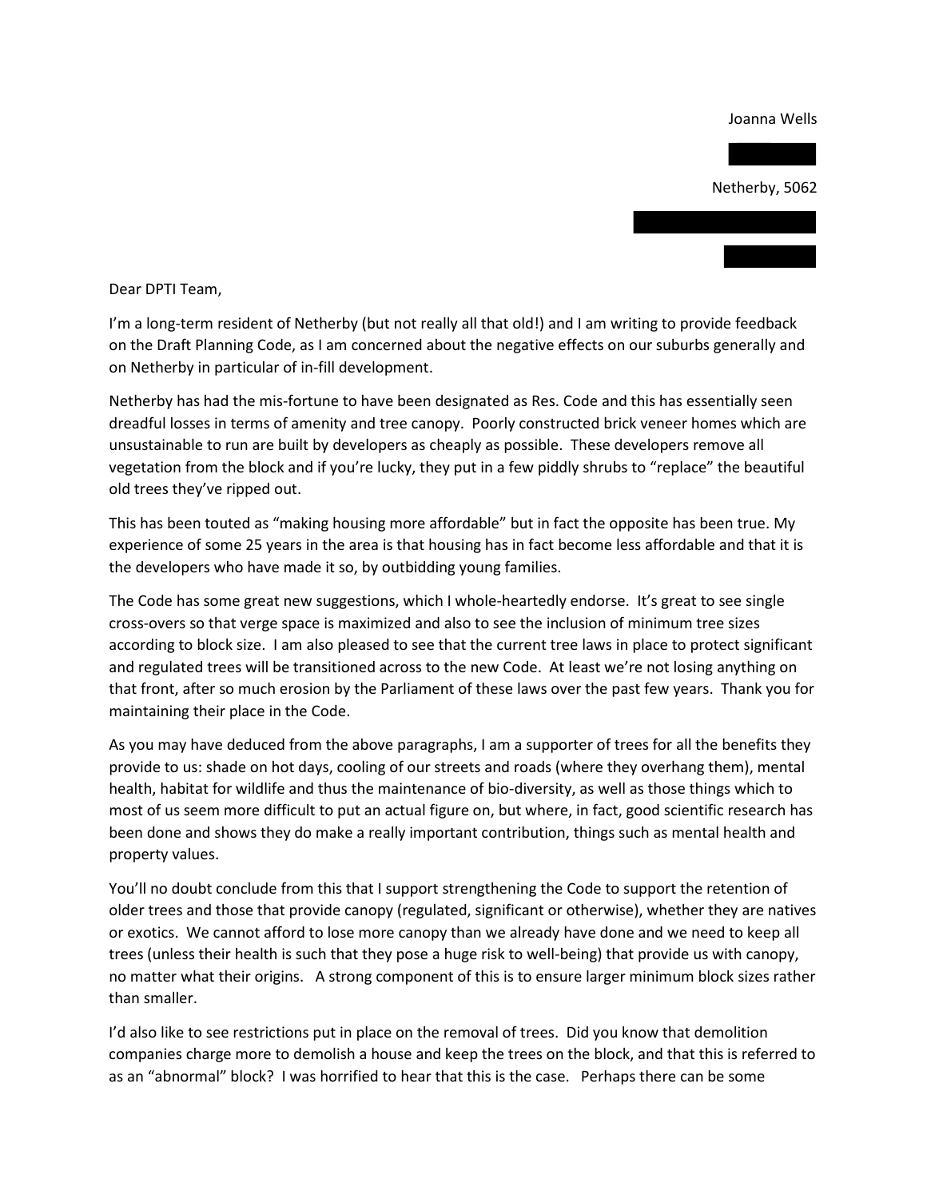Joanna Wells

Netherby, 5062

Dear DPTI Team,

I'm a long-term resident of Netherby (but not really all that old!) and I am writing to provide feedback on the Draft Planning Code, as I am concerned about the negative effects on our suburbs generally and on Netherby in particular of in-fill development.

Netherby has had the mis-fortune to have been designated as Res. Code and this has essentially seen dreadful losses in terms of amenity and tree canopy. Poorly constructed brick veneer homes which are unsustainable to run are built by developers as cheaply as possible. These developers remove all vegetation from the block and if you're lucky, they put in a few piddly shrubs to "replace" the beautiful old trees they've ripped out.

This has been touted as "making housing more affordable" but in fact the opposite has been true. My experience of some 25 years in the area is that housing has in fact become less affordable and that it is the developers who have made it so, by outbidding young families.

The Code has some great new suggestions, which I whole-heartedly endorse. It's great to see single cross-overs so that verge space is maximized and also to see the inclusion of minimum tree sizes according to block size. I am also pleased to see that the current tree laws in place to protect significant and regulated trees will be transitioned across to the new Code. At least we're not losing anything on that front, after so much erosion by the Parliament of these laws over the past few years. Thank you for maintaining their place in the Code.

As you may have deduced from the above paragraphs, I am a supporter of trees for all the benefits they provide to us: shade on hot days, cooling of our streets and roads (where they overhang them), mental health, habitat for wildlife and thus the maintenance of bio-diversity, as well as those things which to most of us seem more difficult to put an actual figure on, but where, in fact, good scientific research has been done and shows they do make a really important contribution, things such as mental health and property values.

You'll no doubt conclude from this that I support strengthening the Code to support the retention of older trees and those that provide canopy (regulated, significant or otherwise), whether they are natives or exotics. We cannot afford to lose more canopy than we already have done and we need to keep all trees (unless their health is such that they pose a huge risk to well-being) that provide us with canopy, no matter what their origins. A strong component of this is to ensure larger minimum block sizes rather than smaller.

I'd also like to see restrictions put in place on the removal of trees. Did you know that demolition companies charge more to demolish a house and keep the trees on the block, and that this is referred to as an "abnormal" block? I was horrified to hear that this is the case. Perhaps there can be some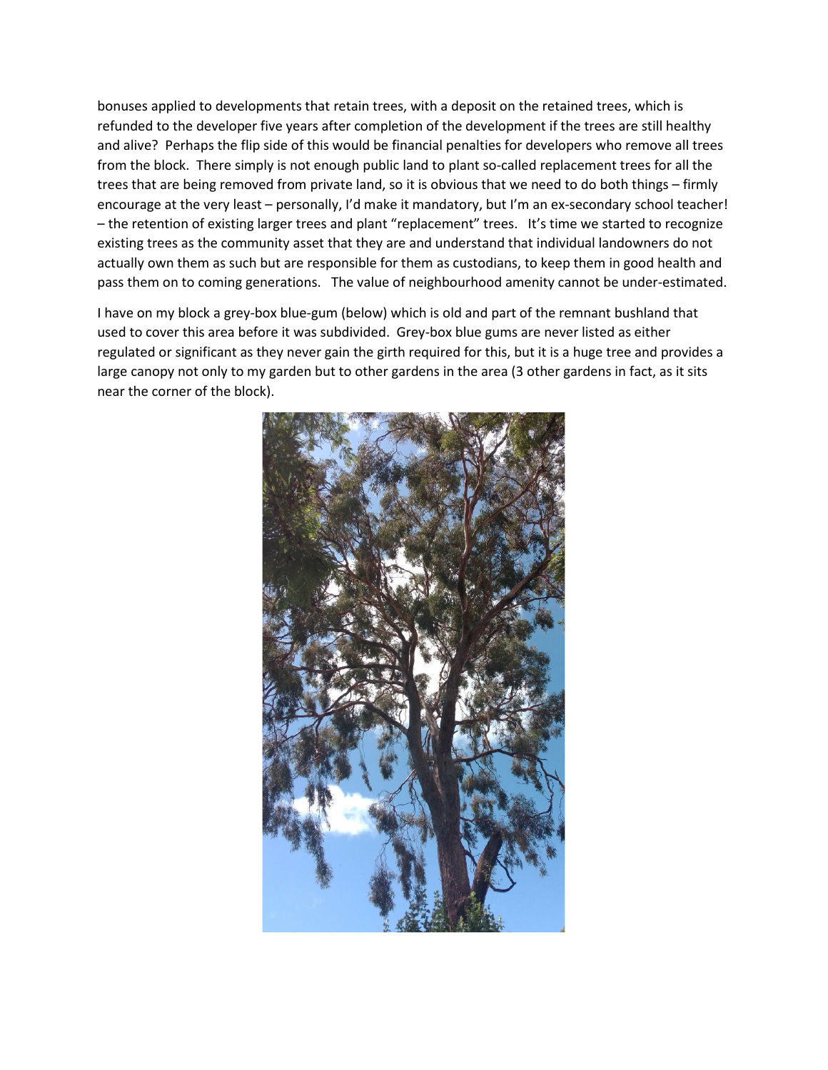bonuses applied to developments that retain trees, with a deposit on the retained trees, which is refunded to the developer five years after completion of the development if the trees are still healthy and alive? Perhaps the flip side of this would be financial penalties for developers who remove all trees from the block. There simply is not enough public land to plant so-called replacement trees for all the trees that are being removed from private land, so it is obvious that we need to do both things – firmly encourage at the very least – personally, I'd make it mandatory, but I'm an ex-secondary school teacher! – the retention of existing larger trees and plant "replacement" trees. It's time we started to recognize existing trees as the community asset that they are and understand that individual landowners do not actually own them as such but are responsible for them as custodians, to keep them in good health and pass them on to coming generations. The value of neighbourhood amenity cannot be under-estimated.

I have on my block a grey-box blue-gum (below) which is old and part of the remnant bushland that used to cover this area before it was subdivided. Grey-box blue gums are never listed as either regulated or significant as they never gain the girth required for this, but it is a huge tree and provides a large canopy not only to my garden but to other gardens in the area (3 other gardens in fact, as it sits near the corner of the block).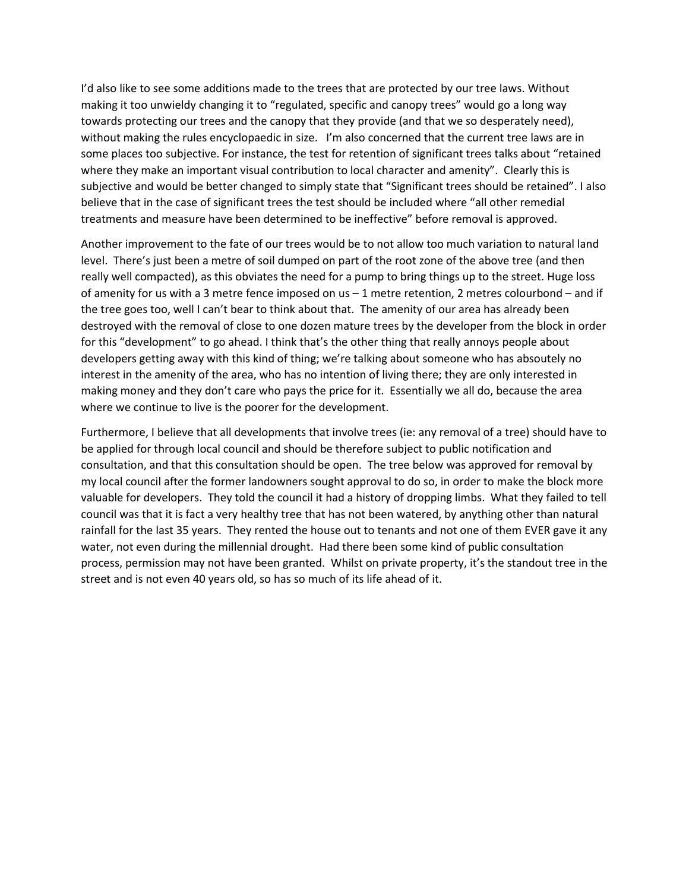I'd also like to see some additions made to the trees that are protected by our tree laws. Without making it too unwieldy changing it to "regulated, specific and canopy trees" would go a long way towards protecting our trees and the canopy that they provide (and that we so desperately need), without making the rules encyclopaedic in size.   I'm also concerned that the current tree laws are in some places too subjective. For instance, the test for retention of significant trees talks about "retained where they make an important visual contribution to local character and amenity".  Clearly this is subjective and would be better changed to simply state that "Significant trees should be retained". I also believe that in the case of significant trees the test should be included where "all other remedial treatments and measure have been determined to be ineffective" before removal is approved.

Another improvement to the fate of our trees would be to not allow too much variation to natural land level.  There's just been a metre of soil dumped on part of the root zone of the above tree (and then really well compacted), as this obviates the need for a pump to bring things up to the street. Huge loss of amenity for us with a 3 metre fence imposed on us – 1 metre retention, 2 metres colourbond – and if the tree goes too, well I can't bear to think about that.  The amenity of our area has already been destroyed with the removal of close to one dozen mature trees by the developer from the block in order for this "development" to go ahead. I think that's the other thing that really annoys people about developers getting away with this kind of thing; we're talking about someone who has absoutely no interest in the amenity of the area, who has no intention of living there; they are only interested in making money and they don't care who pays the price for it.  Essentially we all do, because the area where we continue to live is the poorer for the development.

Furthermore, I believe that all developments that involve trees (ie: any removal of a tree) should have to be applied for through local council and should be therefore subject to public notification and consultation, and that this consultation should be open.  The tree below was approved for removal by my local council after the former landowners sought approval to do so, in order to make the block more valuable for developers.  They told the council it had a history of dropping limbs.  What they failed to tell council was that it is fact a very healthy tree that has not been watered, by anything other than natural rainfall for the last 35 years.  They rented the house out to tenants and not one of them EVER gave it any water, not even during the millennial drought.  Had there been some kind of public consultation process, permission may not have been granted.  Whilst on private property, it's the standout tree in the street and is not even 40 years old, so has so much of its life ahead of it.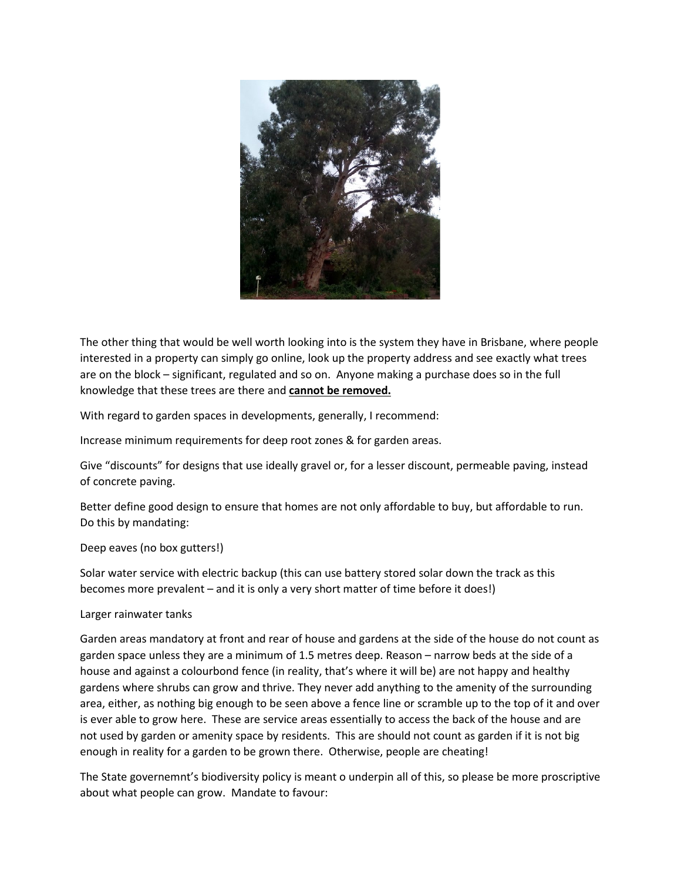The other thing that would be well worth looking into is the system they have in Brisbane, where people interested in a property can simply go online, look up the property address and see exactly what trees are on the block – significant, regulated and so on. Anyone making a purchase does so in the full knowledge that these trees are there and **cannot be removed.**

With regard to garden spaces in developments, generally, I recommend:

Increase minimum requirements for deep root zones & for garden areas.

Give "discounts" for designs that use ideally gravel or, for a lesser discount, permeable paving, instead of concrete paving.

Better define good design to ensure that homes are not only affordable to buy, but affordable to run. Do this by mandating:

Deep eaves (no box gutters!)

Solar water service with electric backup (this can use battery stored solar down the track as this becomes more prevalent – and it is only a very short matter of time before it does!)

Larger rainwater tanks

Garden areas mandatory at front and rear of house and gardens at the side of the house do not count as garden space unless they are a minimum of 1.5 metres deep. Reason – narrow beds at the side of a house and against a colourbond fence (in reality, that's where it will be) are not happy and healthy gardens where shrubs can grow and thrive. They never add anything to the amenity of the surrounding area, either, as nothing big enough to be seen above a fence line or scramble up to the top of it and over is ever able to grow here. These are service areas essentially to access the back of the house and are not used by garden or amenity space by residents. This are should not count as garden if it is not big enough in reality for a garden to be grown there. Otherwise, people are cheating!

The State governemnt's biodiversity policy is meant o underpin all of this, so please be more proscriptive about what people can grow. Mandate to favour: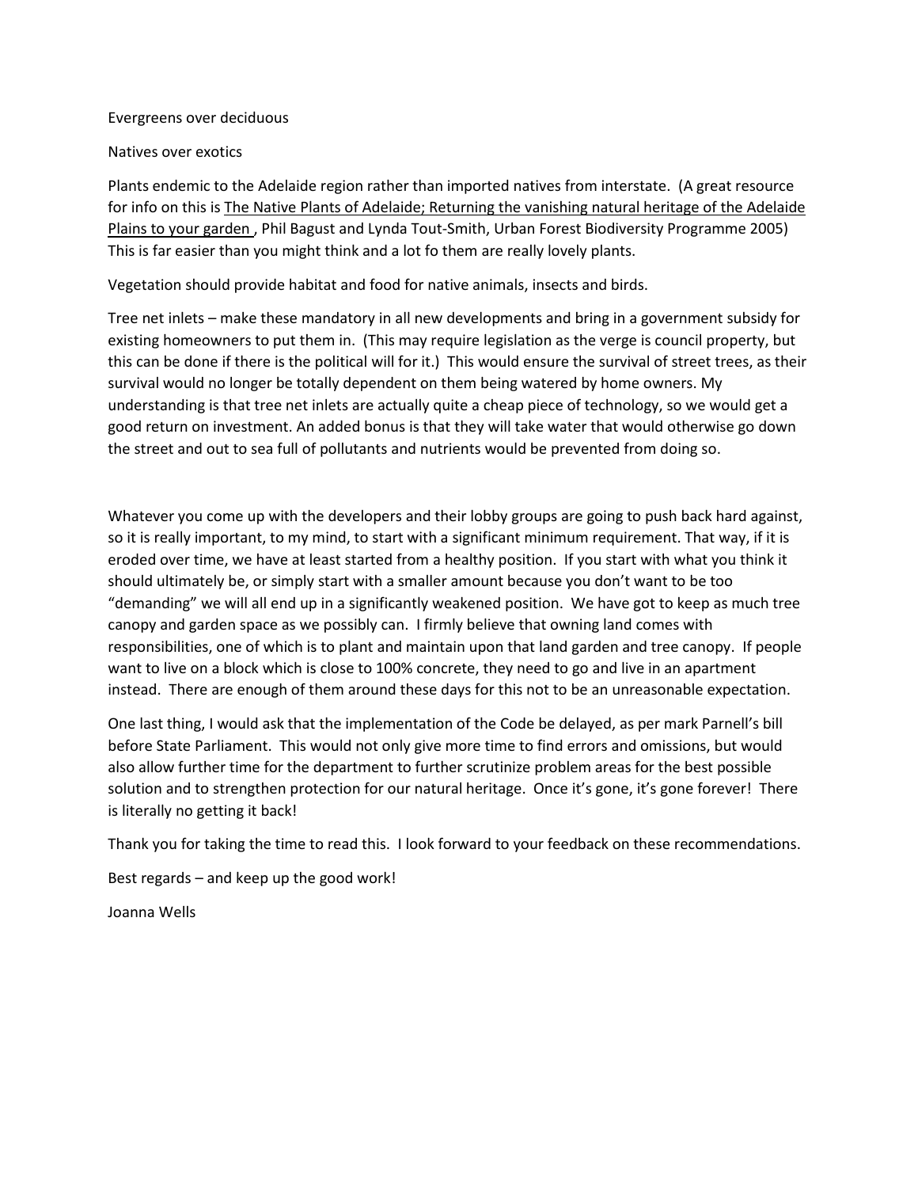Evergreens over deciduous

Natives over exotics

Plants endemic to the Adelaide region rather than imported natives from interstate. (A great resource for info on this is The Native Plants of Adelaide; Returning the vanishing natural heritage of the Adelaide Plains to your garden , Phil Bagust and Lynda Tout-Smith, Urban Forest Biodiversity Programme 2005) This is far easier than you might think and a lot fo them are really lovely plants.

Vegetation should provide habitat and food for native animals, insects and birds.

Tree net inlets – make these mandatory in all new developments and bring in a government subsidy for existing homeowners to put them in. (This may require legislation as the verge is council property, but this can be done if there is the political will for it.) This would ensure the survival of street trees, as their survival would no longer be totally dependent on them being watered by home owners. My understanding is that tree net inlets are actually quite a cheap piece of technology, so we would get a good return on investment. An added bonus is that they will take water that would otherwise go down the street and out to sea full of pollutants and nutrients would be prevented from doing so.

Whatever you come up with the developers and their lobby groups are going to push back hard against, so it is really important, to my mind, to start with a significant minimum requirement. That way, if it is eroded over time, we have at least started from a healthy position. If you start with what you think it should ultimately be, or simply start with a smaller amount because you don't want to be too "demanding" we will all end up in a significantly weakened position. We have got to keep as much tree canopy and garden space as we possibly can. I firmly believe that owning land comes with responsibilities, one of which is to plant and maintain upon that land garden and tree canopy. If people want to live on a block which is close to 100% concrete, they need to go and live in an apartment instead. There are enough of them around these days for this not to be an unreasonable expectation.

One last thing, I would ask that the implementation of the Code be delayed, as per mark Parnell's bill before State Parliament. This would not only give more time to find errors and omissions, but would also allow further time for the department to further scrutinize problem areas for the best possible solution and to strengthen protection for our natural heritage. Once it's gone, it's gone forever! There is literally no getting it back!

Thank you for taking the time to read this. I look forward to your feedback on these recommendations.

Best regards – and keep up the good work!

Joanna Wells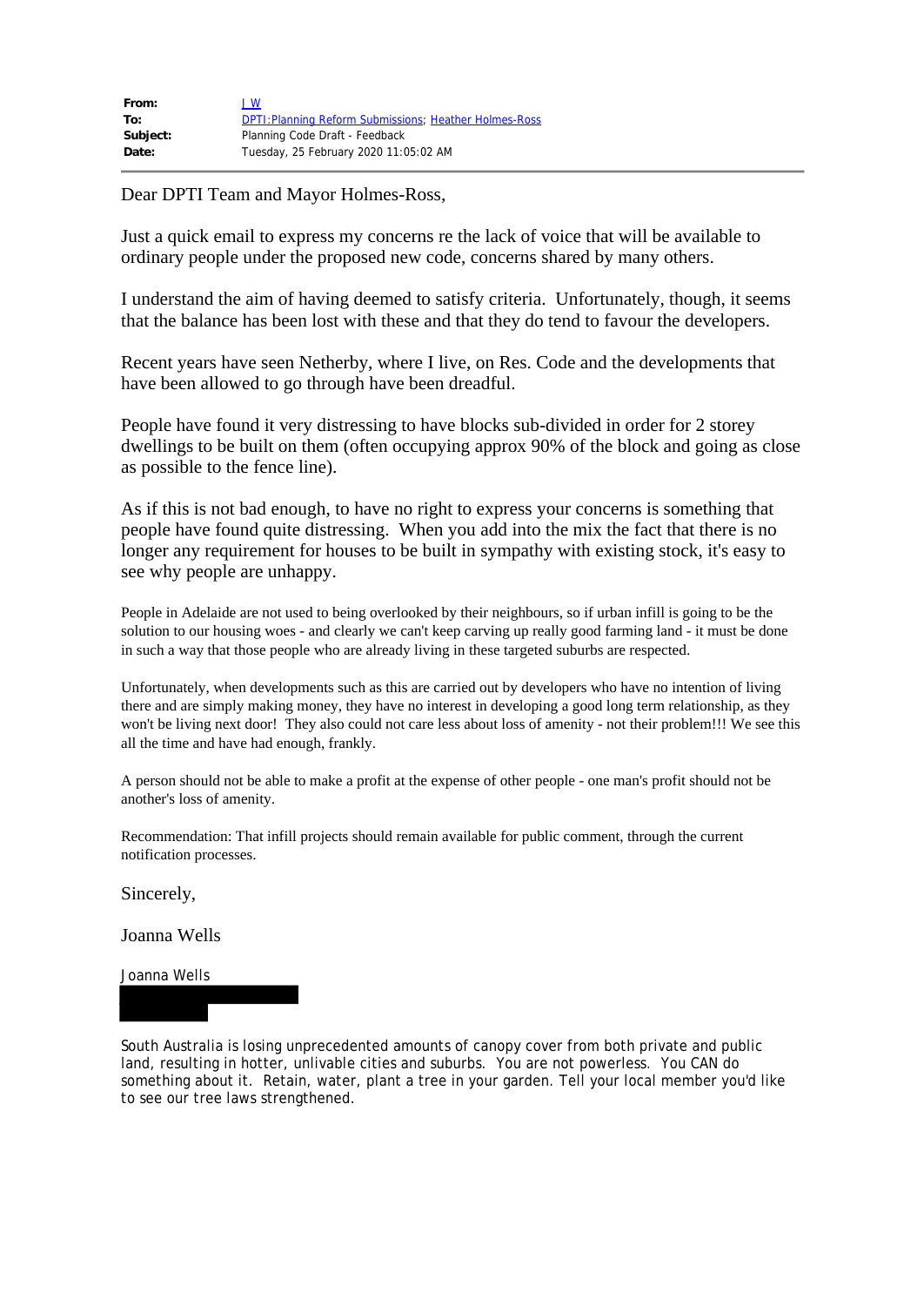| | |
|---|---|
| **From:** | J W |
| **To:** | DPTI:Planning Reform Submissions; Heather Holmes-Ross |
| **Subject:** | Planning Code Draft - Feedback |
| **Date:** | Tuesday, 25 February 2020 11:05:02 AM |

Dear DPTI Team and Mayor Holmes-Ross,

Just a quick email to express my concerns re the lack of voice that will be available to ordinary people under the proposed new code, concerns shared by many others.

I understand the aim of having deemed to satisfy criteria. Unfortunately, though, it seems that the balance has been lost with these and that they do tend to favour the developers.

Recent years have seen Netherby, where I live, on Res. Code and the developments that have been allowed to go through have been dreadful.

People have found it very distressing to have blocks sub-divided in order for 2 storey dwellings to be built on them (often occupying approx 90% of the block and going as close as possible to the fence line).

As if this is not bad enough, to have no right to express your concerns is something that people have found quite distressing. When you add into the mix the fact that there is no longer any requirement for houses to be built in sympathy with existing stock, it's easy to see why people are unhappy.

People in Adelaide are not used to being overlooked by their neighbours, so if urban infill is going to be the solution to our housing woes - and clearly we can't keep carving up really good farming land - it must be done in such a way that those people who are already living in these targeted suburbs are respected.

Unfortunately, when developments such as this are carried out by developers who have no intention of living there and are simply making money, they have no interest in developing a good long term relationship, as they won't be living next door! They also could not care less about loss of amenity - not their problem!!! We see this all the time and have had enough, frankly.

A person should not be able to make a profit at the expense of other people - one man's profit should not be another's loss of amenity.

Recommendation: That infill projects should remain available for public comment, through the current notification processes.

Sincerely,

Joanna Wells

Joanna Wells

South Australia is losing unprecedented amounts of canopy cover from both private and public land, resulting in hotter, unlivable cities and suburbs. You are not powerless. You CAN do something about it. Retain, water, plant a tree in your garden. Tell your local member you'd like to see our tree laws strengthened.